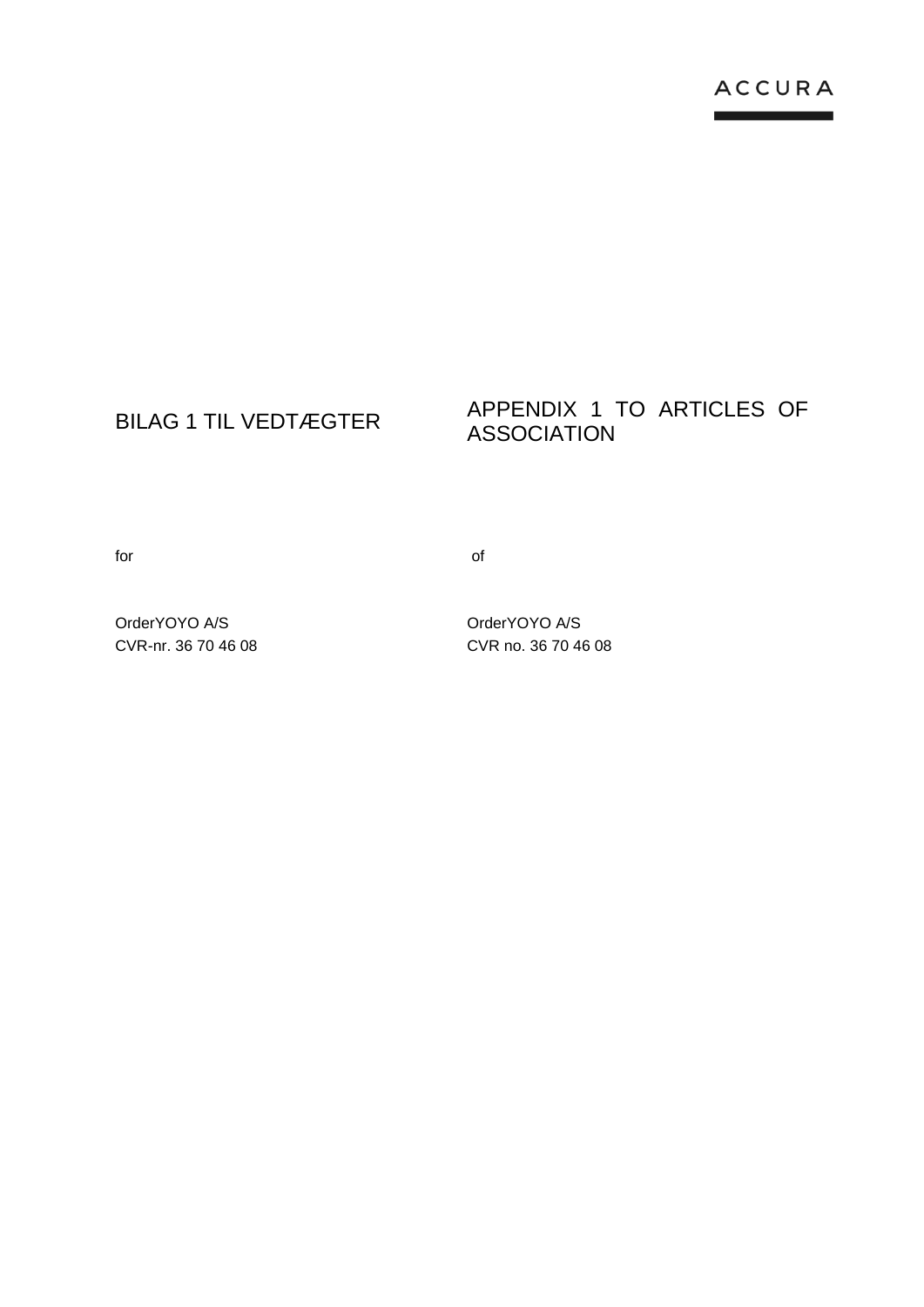ACCURA

# BILAG 1 TIL VEDTÆGTER

# APPENDIX 1 TO ARTICLES OF ASSOCIATION

for

of

OrderYOYO A/S
CVR-nr. 36 70 46 08

OrderYOYO A/S
CVR no. 36 70 46 08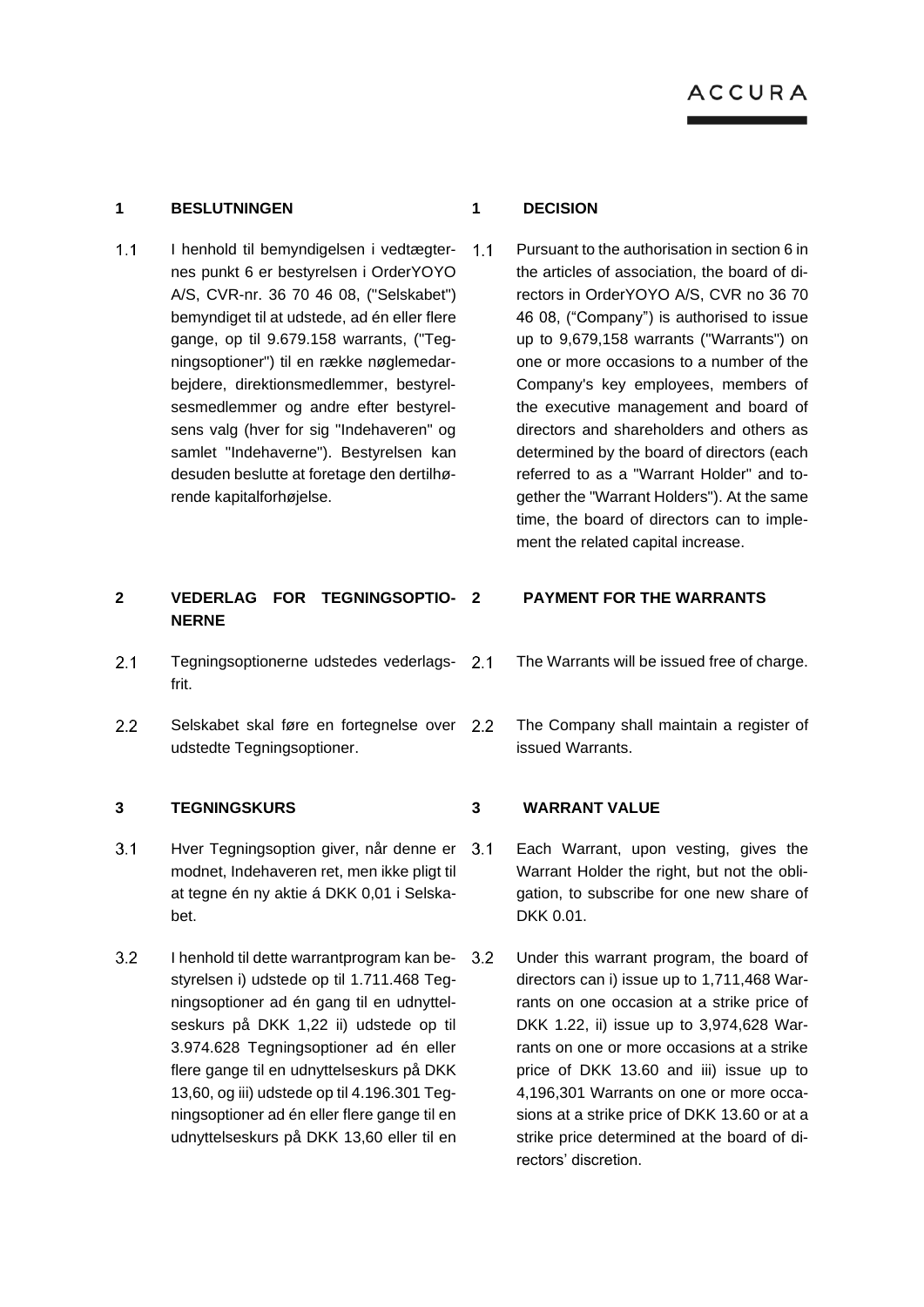## 1 BESLUTNINGEN

1.1 I henhold til bemyndigelsen i vedtægternes punkt 6 er bestyrelsen i OrderYOYO A/S, CVR-nr. 36 70 46 08, ("Selskabet") bemyndiget til at udstede, ad én eller flere gange, op til 9.679.158 warrants, ("Tegningsoptioner") til en række nøglemedarbejdere, direktionsmedlemmer, bestyrelsesmedlemmer og andre efter bestyrelsens valg (hver for sig "Indehaveren" og samlet "Indehaverne"). Bestyrelsen kan desuden beslutte at foretage den dertilhørende kapitalforhøjelse.

## 1 DECISION

1.1 Pursuant to the authorisation in section 6 in the articles of association, the board of directors in OrderYOYO A/S, CVR no 36 70 46 08, ("Company") is authorised to issue up to 9,679,158 warrants ("Warrants") on one or more occasions to a number of the Company's key employees, members of the executive management and board of directors and shareholders and others as determined by the board of directors (each referred to as a "Warrant Holder" and together the "Warrant Holders"). At the same time, the board of directors can to implement the related capital increase.

## 2 VEDERLAG FOR TEGNINGSOPTIONERNE

2.1 Tegningsoptionerne udstedes vederlagsfrit.

2.2 Selskabet skal føre en fortegnelse over udstedte Tegningsoptioner.

## 2 PAYMENT FOR THE WARRANTS

2.1 The Warrants will be issued free of charge.

2.2 The Company shall maintain a register of issued Warrants.

## 3 TEGNINGSKURS

3.1 Hver Tegningsoption giver, når denne er modnet, Indehaveren ret, men ikke pligt til at tegne én ny aktie á DKK 0,01 i Selskabet.

3.2 I henhold til dette warrantprogram kan bestyrelsen i) udstede op til 1.711.468 Tegningsoptioner ad én gang til en udnyttelseskurs på DKK 1,22 ii) udstede op til 3.974.628 Tegningsoptioner ad én eller flere gange til en udnyttelseskurs på DKK 13,60, og iii) udstede op til 4.196.301 Tegningsoptioner ad én eller flere gange til en udnyttelseskurs på DKK 13,60 eller til en

## 3 WARRANT VALUE

3.1 Each Warrant, upon vesting, gives the Warrant Holder the right, but not the obligation, to subscribe for one new share of DKK 0.01.

3.2 Under this warrant program, the board of directors can i) issue up to 1,711,468 Warrants on one occasion at a strike price of DKK 1.22, ii) issue up to 3,974,628 Warrants on one or more occasions at a strike price of DKK 13.60 and iii) issue up to 4,196,301 Warrants on one or more occasions at a strike price of DKK 13.60 or at a strike price determined at the board of directors' discretion.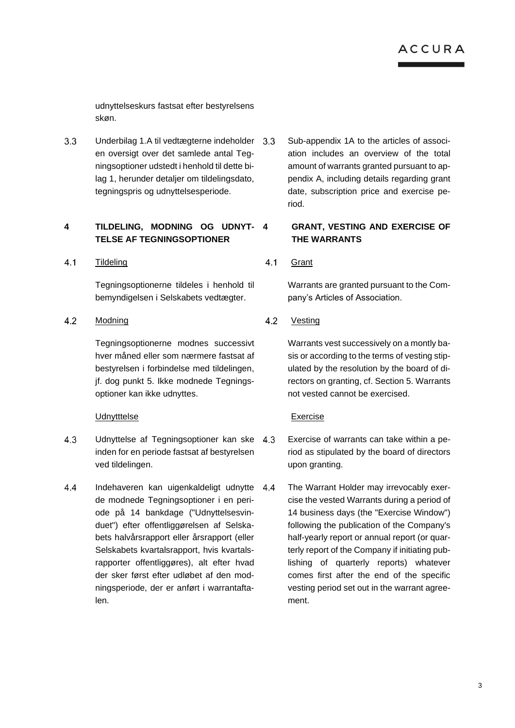udnyttelseskurs fastsat efter bestyrelsens skøn.

3.3 Underbilag 1.A til vedtægterne indeholder en oversigt over det samlede antal Tegningsoptioner udstedt i henhold til dette bilag 1, herunder detaljer om tildelingsdato, tegningspris og udnyttelsesperiode.

3.3 Sub-appendix 1A to the articles of association includes an overview of the total amount of warrants granted pursuant to appendix A, including details regarding grant date, subscription price and exercise period.

## 4 TILDELING, MODNING OG UDNYTTELSE AF TEGNINGSOPTIONER

## 4 GRANT, VESTING AND EXERCISE OF THE WARRANTS

4.1 Tildeling

Tegningsoptionerne tildeles i henhold til bemyndigelsen i Selskabets vedtægter.

4.1 Grant

Warrants are granted pursuant to the Company's Articles of Association.

4.2 Modning

Tegningsoptionerne modnes successivt hver måned eller som nærmere fastsat af bestyrelsen i forbindelse med tildelingen, jf. dog punkt 5. Ikke modnede Tegningsoptioner kan ikke udnyttes.

4.2 Vesting

Warrants vest successively on a montly basis or according to the terms of vesting stipulated by the resolution by the board of directors on granting, cf. Section 5. Warrants not vested cannot be exercised.

Udnytttelse

Exercise

4.3 Udnyttelse af Tegningsoptioner kan ske inden for en periode fastsat af bestyrelsen ved tildelingen.

4.3 Exercise of warrants can take within a period as stipulated by the board of directors upon granting.

4.4 Indehaveren kan uigenkaldeligt udnytte de modnede Tegningsoptioner i en periode på 14 bankdage ("Udnyttelsesvinduet") efter offentliggørelsen af Selskabets halvårsrapport eller årsrapport (eller Selskabets kvartalsrapport, hvis kvartalsrapporter offentliggøres), alt efter hvad der sker først efter udløbet af den modningsperiode, der er anført i warrantaftalen.

4.4 The Warrant Holder may irrevocably exercise the vested Warrants during a period of 14 business days (the "Exercise Window") following the publication of the Company's half-yearly report or annual report (or quarterly report of the Company if initiating publishing of quarterly reports) whatever comes first after the end of the specific vesting period set out in the warrant agreement.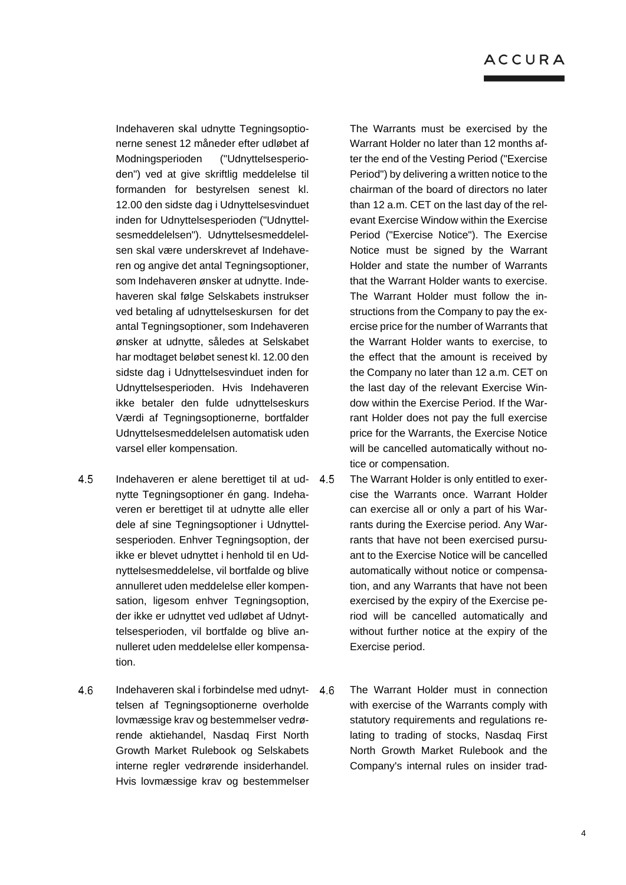Indehaveren skal udnytte Tegningsoptionerne senest 12 måneder efter udløbet af Modningsperioden ("Udnyttelsesperioden") ved at give skriftlig meddelelse til formanden for bestyrelsen senest kl. 12.00 den sidste dag i Udnyttelsesvinduet inden for Udnyttelsesperioden ("Udnyttelsesmeddelelsen"). Udnyttelsesmeddelelsen skal være underskrevet af Indehaveren og angive det antal Tegningsoptioner, som Indehaveren ønsker at udnytte. Indehaveren skal følge Selskabets instrukser ved betaling af udnyttelseskursen for det antal Tegningsoptioner, som Indehaveren ønsker at udnytte, således at Selskabet har modtaget beløbet senest kl. 12.00 den sidste dag i Udnyttelsesvinduet inden for Udnyttelsesperioden. Hvis Indehaveren ikke betaler den fulde udnyttelseskurs Værdi af Tegningsoptionerne, bortfalder Udnyttelsesmeddelelsen automatisk uden varsel eller kompensation.

The Warrants must be exercised by the Warrant Holder no later than 12 months after the end of the Vesting Period ("Exercise Period") by delivering a written notice to the chairman of the board of directors no later than 12 a.m. CET on the last day of the relevant Exercise Window within the Exercise Period ("Exercise Notice"). The Exercise Notice must be signed by the Warrant Holder and state the number of Warrants that the Warrant Holder wants to exercise. The Warrant Holder must follow the instructions from the Company to pay the exercise price for the number of Warrants that the Warrant Holder wants to exercise, to the effect that the amount is received by the Company no later than 12 a.m. CET on the last day of the relevant Exercise Window within the Exercise Period. If the Warrant Holder does not pay the full exercise price for the Warrants, the Exercise Notice will be cancelled automatically without notice or compensation.

4.5 Indehaveren er alene berettiget til at udnytte Tegningsoptioner én gang. Indehaveren er berettiget til at udnytte alle eller dele af sine Tegningsoptioner i Udnyttelsesperioden. Enhver Tegningsoption, der ikke er blevet udnyttet i henhold til en Udnyttelsesmeddelelse, vil bortfalde og blive annulleret uden meddelelse eller kompensation, ligesom enhver Tegningsoption, der ikke er udnyttet ved udløbet af Udnyttelsesperioden, vil bortfalde og blive annulleret uden meddelelse eller kompensation.

4.5 The Warrant Holder is only entitled to exercise the Warrants once. Warrant Holder can exercise all or only a part of his Warrants during the Exercise period. Any Warrants that have not been exercised pursuant to the Exercise Notice will be cancelled automatically without notice or compensation, and any Warrants that have not been exercised by the expiry of the Exercise period will be cancelled automatically and without further notice at the expiry of the Exercise period.

4.6 Indehaveren skal i forbindelse med udnyttelsen af Tegningsoptionerne overholde lovmæssige krav og bestemmelser vedrørende aktiehandel, Nasdaq First North Growth Market Rulebook og Selskabets interne regler vedrørende insiderhandel. Hvis lovmæssige krav og bestemmelser

4.6 The Warrant Holder must in connection with exercise of the Warrants comply with statutory requirements and regulations relating to trading of stocks, Nasdaq First North Growth Market Rulebook and the Company's internal rules on insider trad-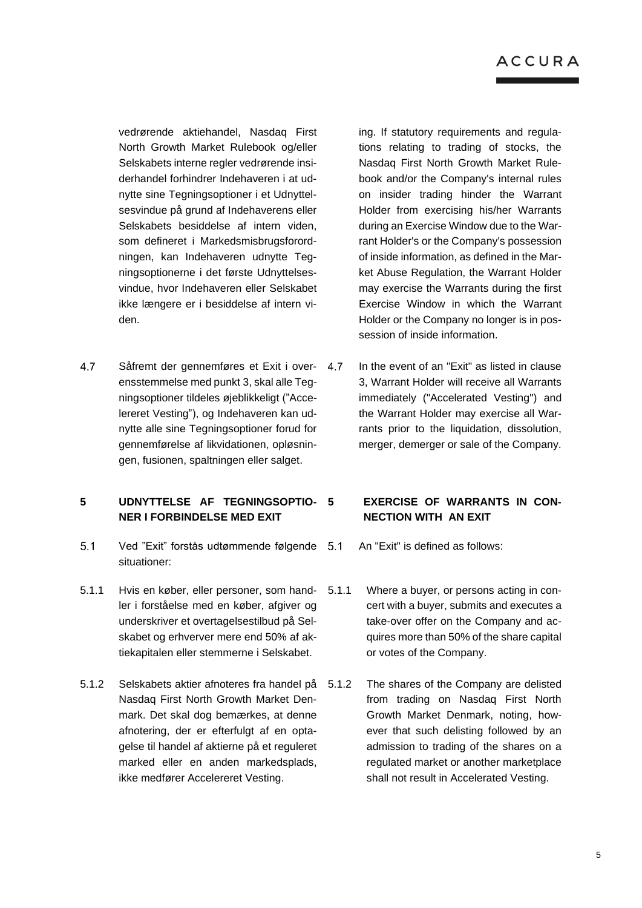vedrørende aktiehandel, Nasdaq First North Growth Market Rulebook og/eller Selskabets interne regler vedrørende insiderhandel forhindrer Indehaveren i at udnytte sine Tegningsoptioner i et Udnyttelsesvindue på grund af Indehaverens eller Selskabets besiddelse af intern viden, som defineret i Markedsmisbrugsforordningen, kan Indehaveren udnytte Tegningsoptionerne i det første Udnyttelsesvindue, hvor Indehaveren eller Selskabet ikke længere er i besiddelse af intern viden.

ing. If statutory requirements and regulations relating to trading of stocks, the Nasdaq First North Growth Market Rulebook and/or the Company's internal rules on insider trading hinder the Warrant Holder from exercising his/her Warrants during an Exercise Window due to the Warrant Holder's or the Company's possession of inside information, as defined in the Market Abuse Regulation, the Warrant Holder may exercise the Warrants during the first Exercise Window in which the Warrant Holder or the Company no longer is in possession of inside information.

4.7 Såfremt der gennemføres et Exit i overensstemmelse med punkt 3, skal alle Tegningsoptioner tildeles øjeblikkeligt ("Accelereret Vesting"), og Indehaveren kan udnytte alle sine Tegningsoptioner forud for gennemførelse af likvidationen, opløsningen, fusionen, spaltningen eller salget.

4.7 In the event of an "Exit" as listed in clause 3, Warrant Holder will receive all Warrants immediately ("Accelerated Vesting") and the Warrant Holder may exercise all Warrants prior to the liquidation, dissolution, merger, demerger or sale of the Company.

## 5 UDNYTTELSE AF TEGNINGSOPTIONER I FORBINDELSE MED EXIT

## 5 EXERCISE OF WARRANTS IN CONNECTION WITH AN EXIT

5.1 Ved "Exit" forstås udtømmende følgende situationer:

5.1 An "Exit" is defined as follows:

5.1.1 Hvis en køber, eller personer, som handler i forståelse med en køber, afgiver og underskriver et overtagelsestilbud på Selskabet og erhverver mere end 50% af aktiekapitalen eller stemmerne i Selskabet.

5.1.1 Where a buyer, or persons acting in concert with a buyer, submits and executes a take-over offer on the Company and acquires more than 50% of the share capital or votes of the Company.

5.1.2 Selskabets aktier afnoteres fra handel på Nasdaq First North Growth Market Denmark. Det skal dog bemærkes, at denne afnotering, der er efterfulgt af en optagelse til handel af aktierne på et reguleret marked eller en anden markedsplads, ikke medfører Accelereret Vesting.

5.1.2 The shares of the Company are delisted from trading on Nasdaq First North Growth Market Denmark, noting, however that such delisting followed by an admission to trading of the shares on a regulated market or another marketplace shall not result in Accelerated Vesting.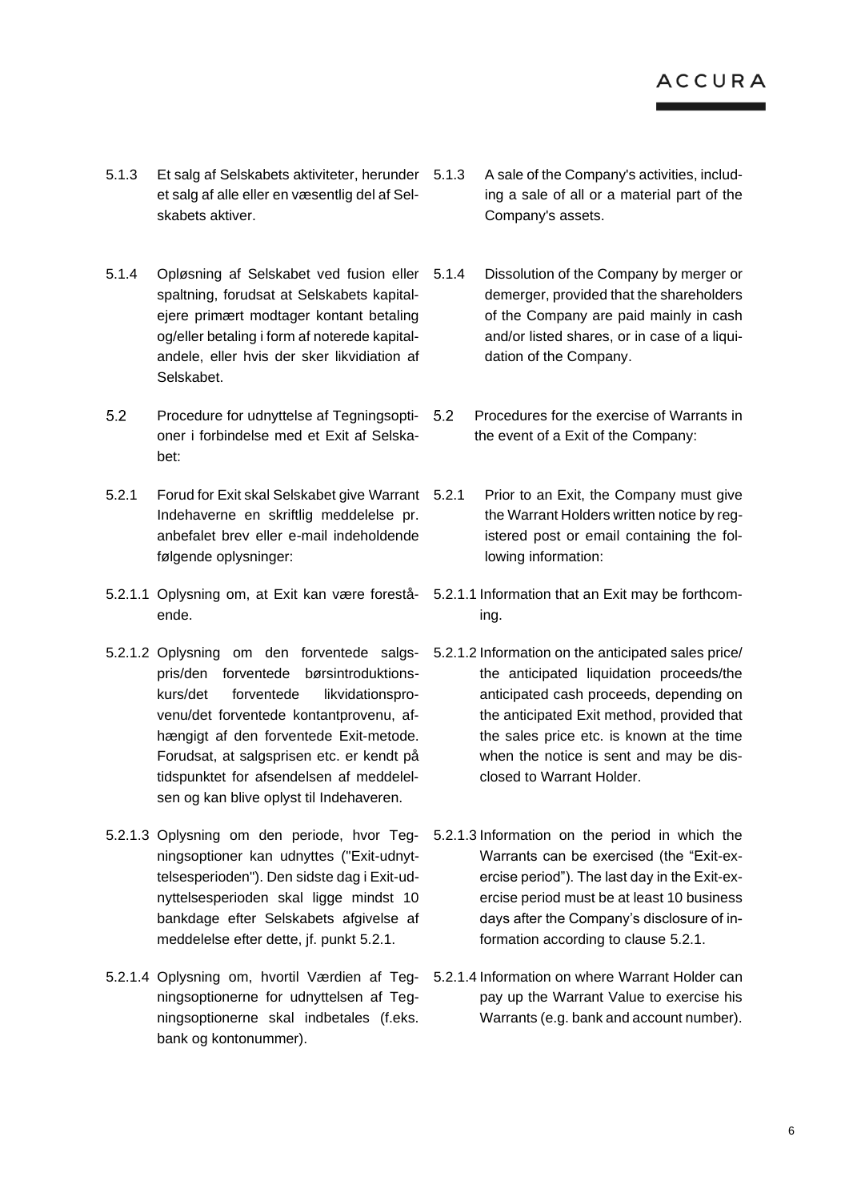| | |
|---|---|
| 5.1.3 Et salg af Selskabets aktiviteter, herunder et salg af alle eller en væsentlig del af Selskabets aktiver. | 5.1.3 A sale of the Company's activities, including a sale of all or a material part of the Company's assets. |
| 5.1.4 Opløsning af Selskabet ved fusion eller spaltning, forudsat at Selskabets kapitalejere primært modtager kontant betaling og/eller betaling i form af noterede kapitalandele, eller hvis der sker likvidiation af Selskabet. | 5.1.4 Dissolution of the Company by merger or demerger, provided that the shareholders of the Company are paid mainly in cash and/or listed shares, or in case of a liquidation of the Company. |
| 5.2 Procedure for udnyttelse af Tegningsoptioner i forbindelse med et Exit af Selskabet: | 5.2 Procedures for the exercise of Warrants in the event of a Exit of the Company: |
| 5.2.1 Forud for Exit skal Selskabet give Warrant Indehaverne en skriftlig meddelelse pr. anbefalet brev eller e-mail indeholdende følgende oplysninger: | 5.2.1 Prior to an Exit, the Company must give the Warrant Holders written notice by registered post or email containing the following information: |
| 5.2.1.1 Oplysning om, at Exit kan være forestående. | 5.2.1.1 Information that an Exit may be forthcoming. |
| 5.2.1.2 Oplysning om den forventede salgspris/den forventede børsintroduktionskurs/det forventede likvidationsprovenu/det forventede kontantprovenu, afhængigt af den forventede Exit-metode. Forudsat, at salgsprisen etc. er kendt på tidspunktet for afsendelsen af meddelelsen og kan blive oplyst til Indehaveren. | 5.2.1.2 Information on the anticipated sales price/ the anticipated liquidation proceeds/the anticipated cash proceeds, depending on the anticipated Exit method, provided that the sales price etc. is known at the time when the notice is sent and may be disclosed to Warrant Holder. |
| 5.2.1.3 Oplysning om den periode, hvor Tegningsoptioner kan udnyttes ("Exit-udnyttelsesperioden"). Den sidste dag i Exit-udnyttelsesperioden skal ligge mindst 10 bankdage efter Selskabets afgivelse af meddelelse efter dette, jf. punkt 5.2.1. | 5.2.1.3 Information on the period in which the Warrants can be exercised (the "Exit-exercise period"). The last day in the Exit-exercise period must be at least 10 business days after the Company's disclosure of information according to clause 5.2.1. |
| 5.2.1.4 Oplysning om, hvortil Værdien af Tegningsoptionerne for udnyttelsen af Tegningsoptionerne skal indbetales (f.eks. bank og kontonummer). | 5.2.1.4 Information on where Warrant Holder can pay up the Warrant Value to exercise his Warrants (e.g. bank and account number). |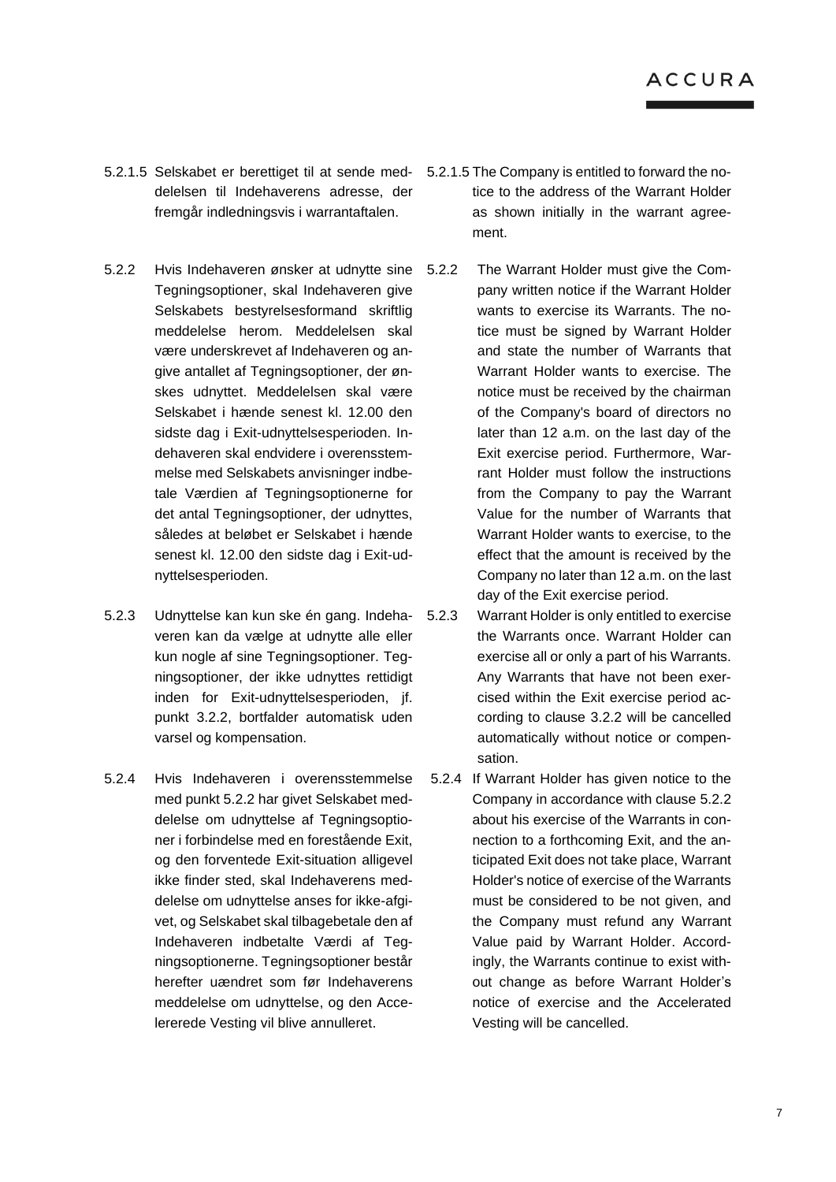5.2.1.5 Selskabet er berettiget til at sende meddelelsen til Indehaverens adresse, der fremgår indledningsvis i warrantaftalen.

5.2.1.5 The Company is entitled to forward the notice to the address of the Warrant Holder as shown initially in the warrant agreement.

5.2.2 Hvis Indehaveren ønsker at udnytte sine Tegningsoptioner, skal Indehaveren give Selskabets bestyrelsesformand skriftlig meddelelse herom. Meddelelsen skal være underskrevet af Indehaveren og angive antallet af Tegningsoptioner, der ønskes udnyttet. Meddelelsen skal være Selskabet i hænde senest kl. 12.00 den sidste dag i Exit-udnyttelsesperioden. Indehaveren skal endvidere i overensstemmelse med Selskabets anvisninger indbetale Værdien af Tegningsoptionerne for det antal Tegningsoptioner, der udnyttes, således at beløbet er Selskabet i hænde senest kl. 12.00 den sidste dag i Exit-udnyttelsesperioden.

5.2.2 The Warrant Holder must give the Company written notice if the Warrant Holder wants to exercise its Warrants. The notice must be signed by Warrant Holder and state the number of Warrants that Warrant Holder wants to exercise. The notice must be received by the chairman of the Company's board of directors no later than 12 a.m. on the last day of the Exit exercise period. Furthermore, Warrant Holder must follow the instructions from the Company to pay the Warrant Value for the number of Warrants that Warrant Holder wants to exercise, to the effect that the amount is received by the Company no later than 12 a.m. on the last day of the Exit exercise period.

5.2.3 Udnyttelse kan kun ske én gang. Indehaveren kan da vælge at udnytte alle eller kun nogle af sine Tegningsoptioner. Tegningsoptioner, der ikke udnyttes rettidigt inden for Exit-udnyttelsesperioden, jf. punkt 3.2.2, bortfalder automatisk uden varsel og kompensation.

5.2.3 Warrant Holder is only entitled to exercise the Warrants once. Warrant Holder can exercise all or only a part of his Warrants. Any Warrants that have not been exercised within the Exit exercise period according to clause 3.2.2 will be cancelled automatically without notice or compensation.

5.2.4 Hvis Indehaveren i overensstemmelse med punkt 5.2.2 har givet Selskabet meddelelse om udnyttelse af Tegningsoptioner i forbindelse med en forestående Exit, og den forventede Exit-situation alligevel ikke finder sted, skal Indehaverens meddelelse om udnyttelse anses for ikke-afgivet, og Selskabet skal tilbagebetale den af Indehaveren indbetalte Værdi af Tegningsoptionerne. Tegningsoptioner består herefter uændret som før Indehaverens meddelelse om udnyttelse, og den Accelererede Vesting vil blive annulleret.

5.2.4 If Warrant Holder has given notice to the Company in accordance with clause 5.2.2 about his exercise of the Warrants in connection to a forthcoming Exit, and the anticipated Exit does not take place, Warrant Holder's notice of exercise of the Warrants must be considered to be not given, and the Company must refund any Warrant Value paid by Warrant Holder. Accordingly, the Warrants continue to exist without change as before Warrant Holder's notice of exercise and the Accelerated Vesting will be cancelled.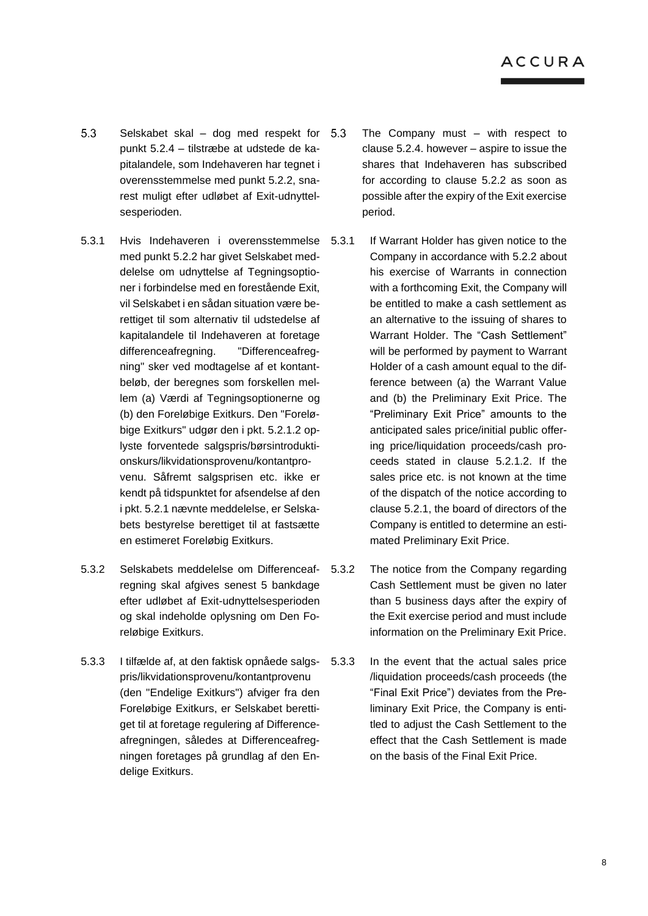5.3 Selskabet skal – dog med respekt for punkt 5.2.4 – tilstræbe at udstede de kapitalandele, som Indehaveren har tegnet i overensstemmelse med punkt 5.2.2, snarest muligt efter udløbet af Exit-udnyttelsesperioden.

5.3 The Company must – with respect to clause 5.2.4. however – aspire to issue the shares that Indehaveren has subscribed for according to clause 5.2.2 as soon as possible after the expiry of the Exit exercise period.

5.3.1 Hvis Indehaveren i overensstemmelse med punkt 5.2.2 har givet Selskabet meddelelse om udnyttelse af Tegningsoptioner i forbindelse med en forestående Exit, vil Selskabet i en sådan situation være berettiget til som alternativ til udstedelse af kapitalandele til Indehaveren at foretage differenceafregning. "Differenceafregning" sker ved modtagelse af et kontantbeløb, der beregnes som forskellen mellem (a) Værdi af Tegningsoptionerne og (b) den Foreløbige Exitkurs. Den "Foreløbige Exitkurs" udgør den i pkt. 5.2.1.2 oplyste forventede salgspris/børsintroduktionskurs/likvidationsprovenu/kontantprovenu. Såfremt salgsprisen etc. ikke er kendt på tidspunktet for afsendelse af den i pkt. 5.2.1 nævnte meddelelse, er Selskabets bestyrelse berettiget til at fastsætte en estimeret Foreløbig Exitkurs.

5.3.1 If Warrant Holder has given notice to the Company in accordance with 5.2.2 about his exercise of Warrants in connection with a forthcoming Exit, the Company will be entitled to make a cash settlement as an alternative to the issuing of shares to Warrant Holder. The "Cash Settlement" will be performed by payment to Warrant Holder of a cash amount equal to the difference between (a) the Warrant Value and (b) the Preliminary Exit Price. The "Preliminary Exit Price" amounts to the anticipated sales price/initial public offering price/liquidation proceeds/cash proceeds stated in clause 5.2.1.2. If the sales price etc. is not known at the time of the dispatch of the notice according to clause 5.2.1, the board of directors of the Company is entitled to determine an estimated Preliminary Exit Price.

5.3.2 Selskabets meddelelse om Differenceafregning skal afgives senest 5 bankdage efter udløbet af Exit-udnyttelsesperioden og skal indeholde oplysning om Den Foreløbige Exitkurs.

5.3.2 The notice from the Company regarding Cash Settlement must be given no later than 5 business days after the expiry of the Exit exercise period and must include information on the Preliminary Exit Price.

5.3.3 I tilfælde af, at den faktisk opnåede salgspris/likvidationsprovenu/kontantprovenu (den "Endelige Exitkurs") afviger fra den Foreløbige Exitkurs, er Selskabet berettiget til at foretage regulering af Differenceafregningen, således at Differenceafregningen foretages på grundlag af den Endelige Exitkurs.

5.3.3 In the event that the actual sales price /liquidation proceeds/cash proceeds (the "Final Exit Price") deviates from the Preliminary Exit Price, the Company is entitled to adjust the Cash Settlement to the effect that the Cash Settlement is made on the basis of the Final Exit Price.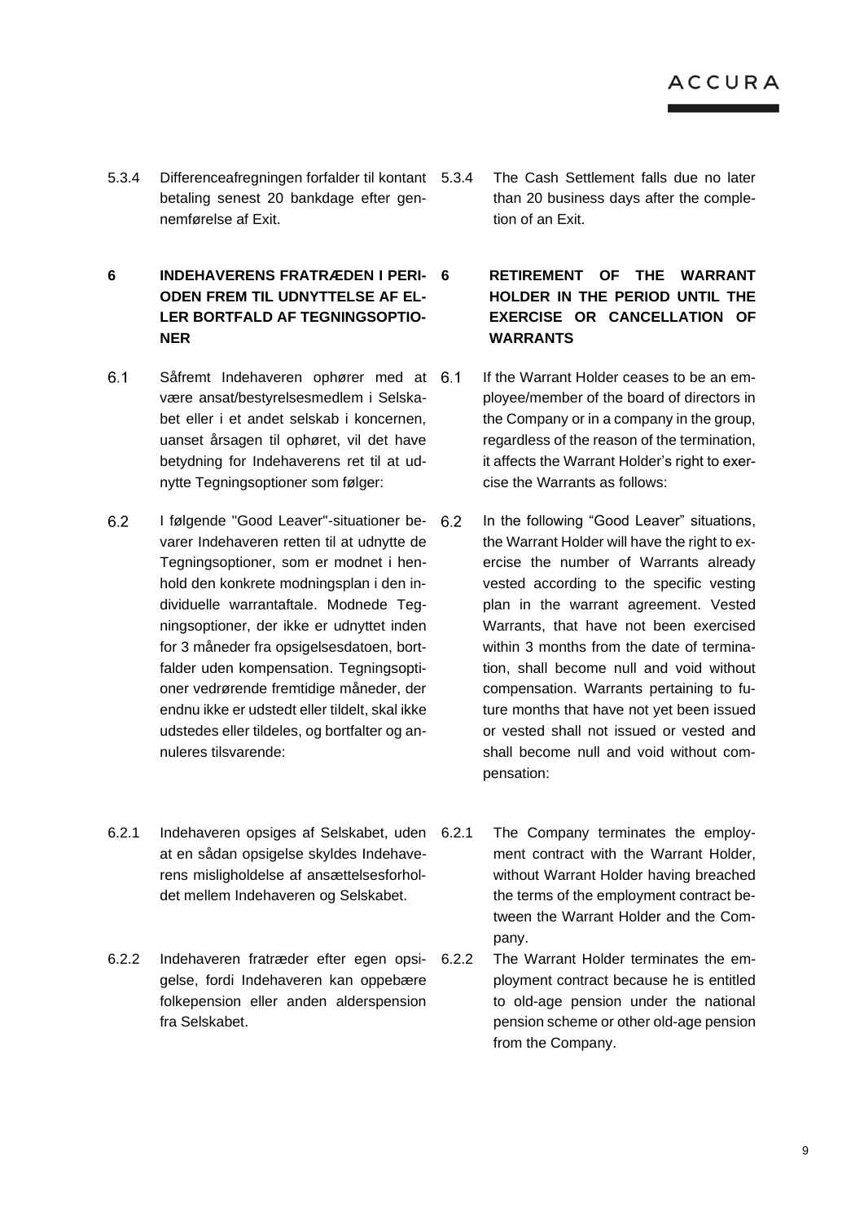5.3.4 Differenceafregningen forfalder til kontant betaling senest 20 bankdage efter gennemførelse af Exit.

5.3.4 The Cash Settlement falls due no later than 20 business days after the completion of an Exit.

## 6 INDEHAVERENS FRATRÆDEN I PERIODEN FREM TIL UDNYTTELSE AF ELLER BORTFALD AF TEGNINGSOPTIONER

## 6 RETIREMENT OF THE WARRANT HOLDER IN THE PERIOD UNTIL THE EXERCISE OR CANCELLATION OF WARRANTS

6.1 Såfremt Indehaveren ophører med at være ansat/bestyrelsesmedlem i Selskabet eller i et andet selskab i koncernen, uanset årsagen til ophøret, vil det have betydning for Indehaverens ret til at udnytte Tegningsoptioner som følger:

6.1 If the Warrant Holder ceases to be an employee/member of the board of directors in the Company or in a company in the group, regardless of the reason of the termination, it affects the Warrant Holder's right to exercise the Warrants as follows:

6.2 I følgende "Good Leaver"-situationer bevarer Indehaveren retten til at udnytte de Tegningsoptioner, som er modnet i henhold den konkrete modningsplan i den individuelle warrantaftale. Modnede Tegningsoptioner, der ikke er udnyttet inden for 3 måneder fra opsigelsesdatoen, bortfalder uden kompensation. Tegningsoptioner vedrørende fremtidige måneder, der endnu ikke er udstedt eller tildelt, skal ikke udstedes eller tildeles, og bortfalter og annuleres tilsvarende:

6.2 In the following "Good Leaver" situations, the Warrant Holder will have the right to exercise the number of Warrants already vested according to the specific vesting plan in the warrant agreement. Vested Warrants, that have not been exercised within 3 months from the date of termination, shall become null and void without compensation. Warrants pertaining to future months that have not yet been issued or vested shall not issued or vested and shall become null and void without compensation:

6.2.1 Indehaveren opsiges af Selskabet, uden at en sådan opsigelse skyldes Indehaverens misligholdelse af ansættelsesforholdet mellem Indehaveren og Selskabet.

6.2.1 The Company terminates the employment contract with the Warrant Holder, without Warrant Holder having breached the terms of the employment contract between the Warrant Holder and the Company.

6.2.2 Indehaveren fratræder efter egen opsigelse, fordi Indehaveren kan oppebære folkepension eller anden alderspension fra Selskabet.

6.2.2 The Warrant Holder terminates the employment contract because he is entitled to old-age pension under the national pension scheme or other old-age pension from the Company.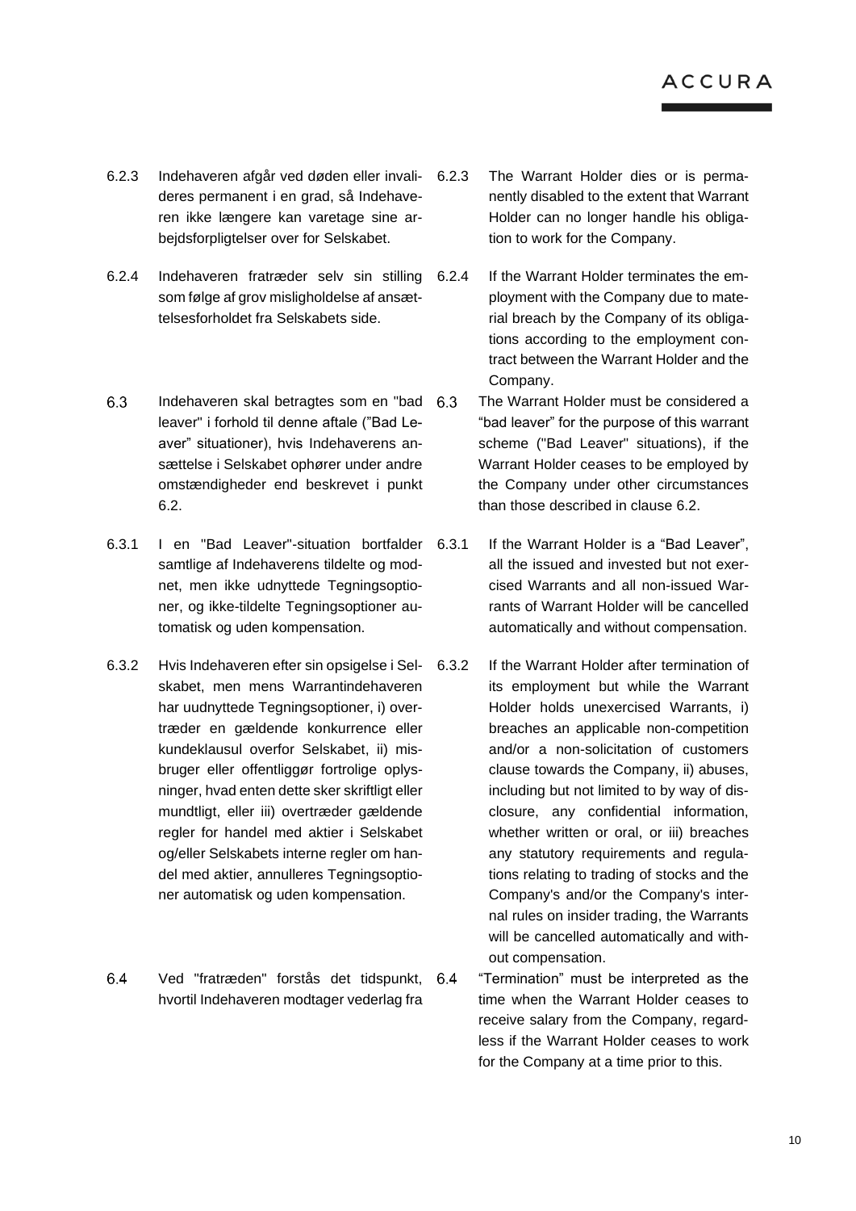| | |
|---|---|
| 6.2.3 Indehaveren afgår ved døden eller invalideres permanent i en grad, så Indehaveren ikke længere kan varetage sine arbejdsforpligtelser over for Selskabet. | 6.2.3 The Warrant Holder dies or is permanently disabled to the extent that Warrant Holder can no longer handle his obligation to work for the Company. |
| 6.2.4 Indehaveren fratræder selv sin stilling som følge af grov misligholdelse af ansættelsesforholdet fra Selskabets side. | 6.2.4 If the Warrant Holder terminates the employment with the Company due to material breach by the Company of its obligations according to the employment contract between the Warrant Holder and the Company. |
| 6.3 Indehaveren skal betragtes som en "bad leaver" i forhold til denne aftale ("Bad Leaver" situationer), hvis Indehaverens ansættelse i Selskabet ophører under andre omstændigheder end beskrevet i punkt 6.2. | 6.3 The Warrant Holder must be considered a "bad leaver" for the purpose of this warrant scheme ("Bad Leaver" situations), if the Warrant Holder ceases to be employed by the Company under other circumstances than those described in clause 6.2. |
| 6.3.1 I en "Bad Leaver"-situation bortfalder samtlige af Indehaverens tildelte og modnet, men ikke udnyttede Tegningsoptioner, og ikke-tildelte Tegningsoptioner automatisk og uden kompensation. | 6.3.1 If the Warrant Holder is a "Bad Leaver", all the issued and invested but not exercised Warrants and all non-issued Warrants of Warrant Holder will be cancelled automatically and without compensation. |
| 6.3.2 Hvis Indehaveren efter sin opsigelse i Selskabet, men mens Warrantindehaveren har uudnyttede Tegningsoptioner, i) overtræder en gældende konkurrence eller kundeklausul overfor Selskabet, ii) misbruger eller offentliggør fortrolige oplysninger, hvad enten dette sker skriftligt eller mundtligt, eller iii) overtræder gældende regler for handel med aktier i Selskabet og/eller Selskabets interne regler om handel med aktier, annulleres Tegningsoptioner automatisk og uden kompensation. | 6.3.2 If the Warrant Holder after termination of its employment but while the Warrant Holder holds unexercised Warrants, i) breaches an applicable non-competition and/or a non-solicitation of customers clause towards the Company, ii) abuses, including but not limited to by way of disclosure, any confidential information, whether written or oral, or iii) breaches any statutory requirements and regulations relating to trading of stocks and the Company's and/or the Company's internal rules on insider trading, the Warrants will be cancelled automatically and without compensation. |
| 6.4 Ved "fratræden" forstås det tidspunkt, hvortil Indehaveren modtager vederlag fra | 6.4 "Termination" must be interpreted as the time when the Warrant Holder ceases to receive salary from the Company, regardless if the Warrant Holder ceases to work for the Company at a time prior to this. |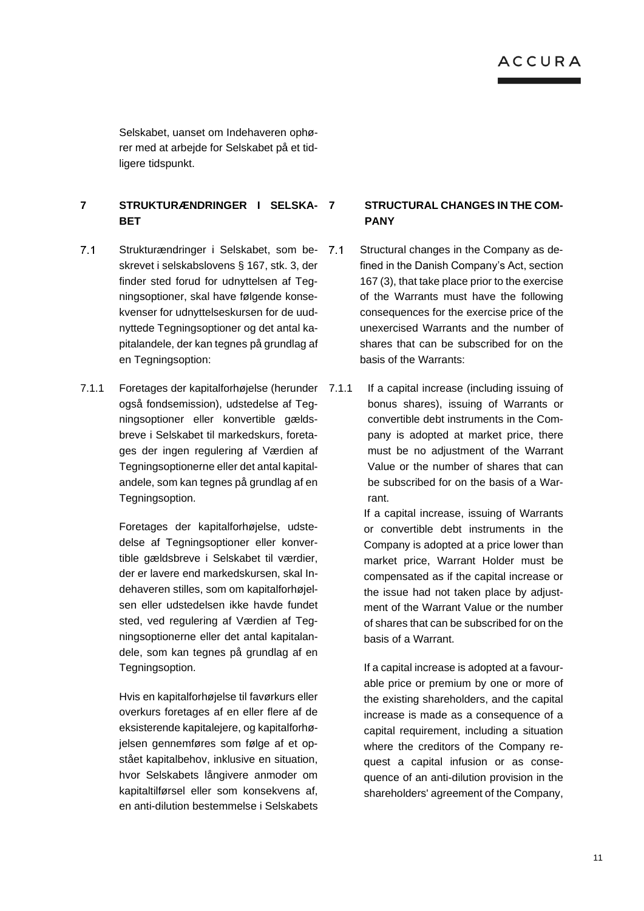Selskabet, uanset om Indehaveren ophører med at arbejde for Selskabet på et tidligere tidspunkt.

## 7 STRUKTURÆNDRINGER I SELSKABET

7.1 Strukturændringer i Selskabet, som beskrevet i selskabslovens § 167, stk. 3, der finder sted forud for udnyttelsen af Tegningsoptioner, skal have følgende konsekvenser for udnyttelseskursen for de uudnyttede Tegningsoptioner og det antal kapitalandele, der kan tegnes på grundlag af en Tegningsoption:

7.1.1 Foretages der kapitalforhøjelse (herunder også fondsemission), udstedelse af Tegningsoptioner eller konvertible gældsbreve i Selskabet til markedskurs, foretages der ingen regulering af Værdien af Tegningsoptionerne eller det antal kapitalandele, som kan tegnes på grundlag af en Tegningsoption.

Foretages der kapitalforhøjelse, udstedelse af Tegningsoptioner eller konvertible gældsbreve i Selskabet til værdier, der er lavere end markedskursen, skal Indehaveren stilles, som om kapitalforhøjelsen eller udstedelsen ikke havde fundet sted, ved regulering af Værdien af Tegningsoptionerne eller det antal kapitalandele, som kan tegnes på grundlag af en Tegningsoption.

Hvis en kapitalforhøjelse til favørkurs eller overkurs foretages af en eller flere af de eksisterende kapitalejere, og kapitalforhøjelsen gennemføres som følge af et opstået kapitalbehov, inklusive en situation, hvor Selskabets långivere anmoder om kapitaltilførsel eller som konsekvens af, en anti-dilution bestemmelse i Selskabets

## 7 STRUCTURAL CHANGES IN THE COMPANY

7.1 Structural changes in the Company as defined in the Danish Company's Act, section 167 (3), that take place prior to the exercise of the Warrants must have the following consequences for the exercise price of the unexercised Warrants and the number of shares that can be subscribed for on the basis of the Warrants:

7.1.1 If a capital increase (including issuing of bonus shares), issuing of Warrants or convertible debt instruments in the Company is adopted at market price, there must be no adjustment of the Warrant Value or the number of shares that can be subscribed for on the basis of a Warrant.

If a capital increase, issuing of Warrants or convertible debt instruments in the Company is adopted at a price lower than market price, Warrant Holder must be compensated as if the capital increase or the issue had not taken place by adjustment of the Warrant Value or the number of shares that can be subscribed for on the basis of a Warrant.

If a capital increase is adopted at a favourable price or premium by one or more of the existing shareholders, and the capital increase is made as a consequence of a capital requirement, including a situation where the creditors of the Company request a capital infusion or as consequence of an anti-dilution provision in the shareholders' agreement of the Company,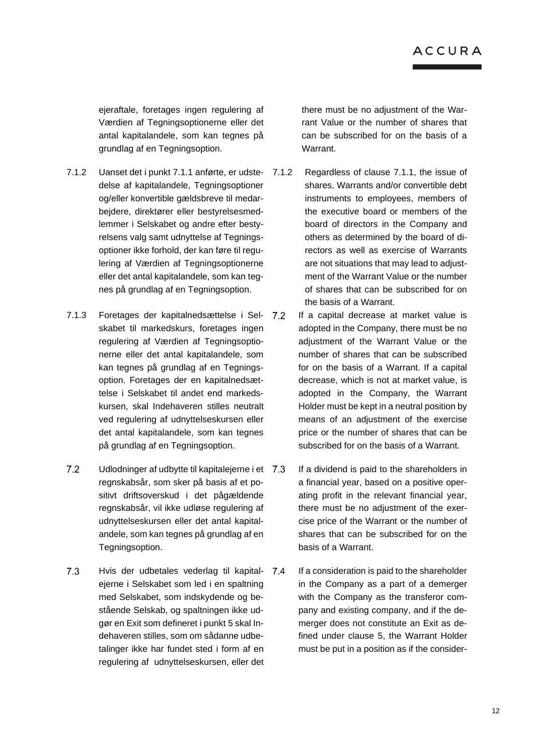ejeraftale, foretages ingen regulering af Værdien af Tegningsoptionerne eller det antal kapitalandele, som kan tegnes på grundlag af en Tegningsoption.

there must be no adjustment of the Warrant Value or the number of shares that can be subscribed for on the basis of a Warrant.

7.1.2 Uanset det i punkt 7.1.1 anførte, er udstedelse af kapitalandele, Tegningsoptioner og/eller konvertible gældsbreve til medarbejdere, direktører eller bestyrelsesmedlemmer i Selskabet og andre efter bestyrelsens valg samt udnyttelse af Tegningsoptioner ikke forhold, der kan føre til regulering af Værdien af Tegningsoptionerne eller det antal kapitalandele, som kan tegnes på grundlag af en Tegningsoption.

7.1.2 Regardless of clause 7.1.1, the issue of shares, Warrants and/or convertible debt instruments to employees, members of the executive board or members of the board of directors in the Company and others as determined by the board of directors as well as exercise of Warrants are not situations that may lead to adjustment of the Warrant Value or the number of shares that can be subscribed for on the basis of a Warrant.

7.1.3 Foretages der kapitalnedsættelse i Selskabet til markedskurs, foretages ingen regulering af Værdien af Tegningsoptionerne eller det antal kapitalandele, som kan tegnes på grundlag af en Tegningsoption. Foretages der en kapitalnedsættelse i Selskabet til andet end markedskursen, skal Indehaveren stilles neutralt ved regulering af udnyttelseskursen eller det antal kapitalandele, som kan tegnes på grundlag af en Tegningsoption.

7.2 If a capital decrease at market value is adopted in the Company, there must be no adjustment of the Warrant Value or the number of shares that can be subscribed for on the basis of a Warrant. If a capital decrease, which is not at market value, is adopted in the Company, the Warrant Holder must be kept in a neutral position by means of an adjustment of the exercise price or the number of shares that can be subscribed for on the basis of a Warrant.

7.2 Udlodninger af udbytte til kapitalejerne i et regnskabsår, som sker på basis af et positivt driftsoverskud i det pågældende regnskabsår, vil ikke udløse regulering af udnyttelseskursen eller det antal kapitalandele, som kan tegnes på grundlag af en Tegningsoption.

7.3 If a dividend is paid to the shareholders in a financial year, based on a positive operating profit in the relevant financial year, there must be no adjustment of the exercise price of the Warrant or the number of shares that can be subscribed for on the basis of a Warrant.

7.3 Hvis der udbetales vederlag til kapitalejerne i Selskabet som led i en spaltning med Selskabet, som indskydende og bestående Selskab, og spaltningen ikke udgør en Exit som defineret i punkt 5 skal Indehaveren stilles, som om sådanne udbetalinger ikke har fundet sted i form af en regulering af udnyttelseskursen, eller det

7.4 If a consideration is paid to the shareholder in the Company as a part of a demerger with the Company as the transferor company and existing company, and if the demerger does not constitute an Exit as defined under clause 5, the Warrant Holder must be put in a position as if the consider-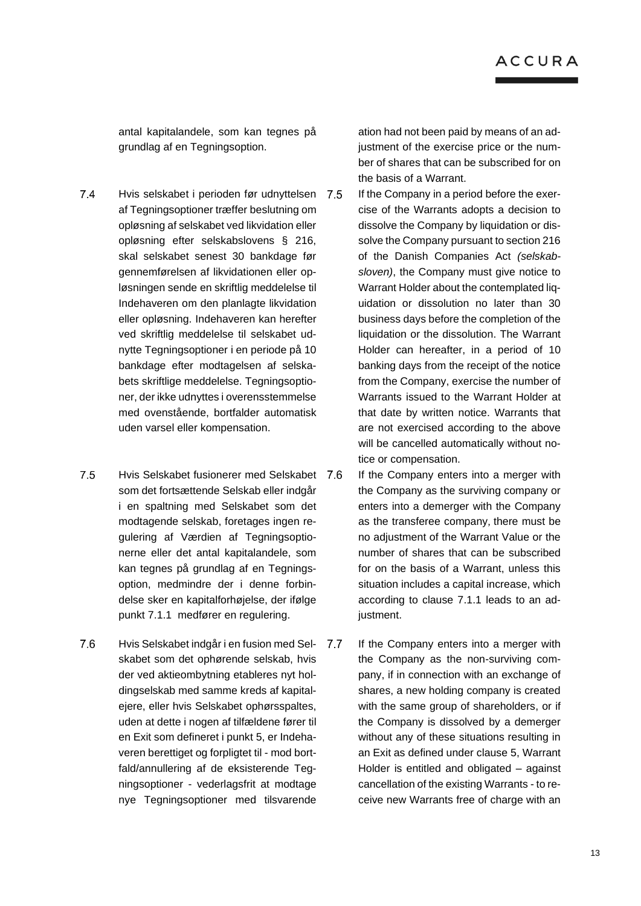antal kapitalandele, som kan tegnes på grundlag af en Tegningsoption.

ation had not been paid by means of an adjustment of the exercise price or the number of shares that can be subscribed for on the basis of a Warrant.

7.4 Hvis selskabet i perioden før udnyttelsen af Tegningsoptioner træffer beslutning om opløsning af selskabet ved likvidation eller opløsning efter selskabslovens § 216, skal selskabet senest 30 bankdage før gennemførelsen af likvidationen eller opløsningen sende en skriftlig meddelelse til Indehaveren om den planlagte likvidation eller opløsning. Indehaveren kan herefter ved skriftlig meddelelse til selskabet udnytte Tegningsoptioner i en periode på 10 bankdage efter modtagelsen af selskabets skriftlige meddelelse. Tegningsoptioner, der ikke udnyttes i overensstemmelse med ovenstående, bortfalder automatisk uden varsel eller kompensation.

7.5 If the Company in a period before the exercise of the Warrants adopts a decision to dissolve the Company by liquidation or dissolve the Company pursuant to section 216 of the Danish Companies Act *(selskabsloven)*, the Company must give notice to Warrant Holder about the contemplated liquidation or dissolution no later than 30 business days before the completion of the liquidation or the dissolution. The Warrant Holder can hereafter, in a period of 10 banking days from the receipt of the notice from the Company, exercise the number of Warrants issued to the Warrant Holder at that date by written notice. Warrants that are not exercised according to the above will be cancelled automatically without notice or compensation.

7.5 Hvis Selskabet fusionerer med Selskabet som det fortsættende Selskab eller indgår i en spaltning med Selskabet som det modtagende selskab, foretages ingen regulering af Værdien af Tegningsoptionerne eller det antal kapitalandele, som kan tegnes på grundlag af en Tegningsoption, medmindre der i denne forbindelse sker en kapitalforhøjelse, der ifølge punkt 7.1.1 medfører en regulering.

7.6 If the Company enters into a merger with the Company as the surviving company or enters into a demerger with the Company as the transferee company, there must be no adjustment of the Warrant Value or the number of shares that can be subscribed for on the basis of a Warrant, unless this situation includes a capital increase, which according to clause 7.1.1 leads to an adjustment.

7.6 Hvis Selskabet indgår i en fusion med Selskabet som det ophørende selskab, hvis der ved aktieombytning etableres nyt holdingselskab med samme kreds af kapitalejere, eller hvis Selskabet ophørsspaltes, uden at dette i nogen af tilfældene fører til en Exit som defineret i punkt 5, er Indehaveren berettiget og forpligtet til - mod bortfald/annullering af de eksisterende Tegningsoptioner - vederlagsfrit at modtage nye Tegningsoptioner med tilsvarende

7.7 If the Company enters into a merger with the Company as the non-surviving company, if in connection with an exchange of shares, a new holding company is created with the same group of shareholders, or if the Company is dissolved by a demerger without any of these situations resulting in an Exit as defined under clause 5, Warrant Holder is entitled and obligated – against cancellation of the existing Warrants - to receive new Warrants free of charge with an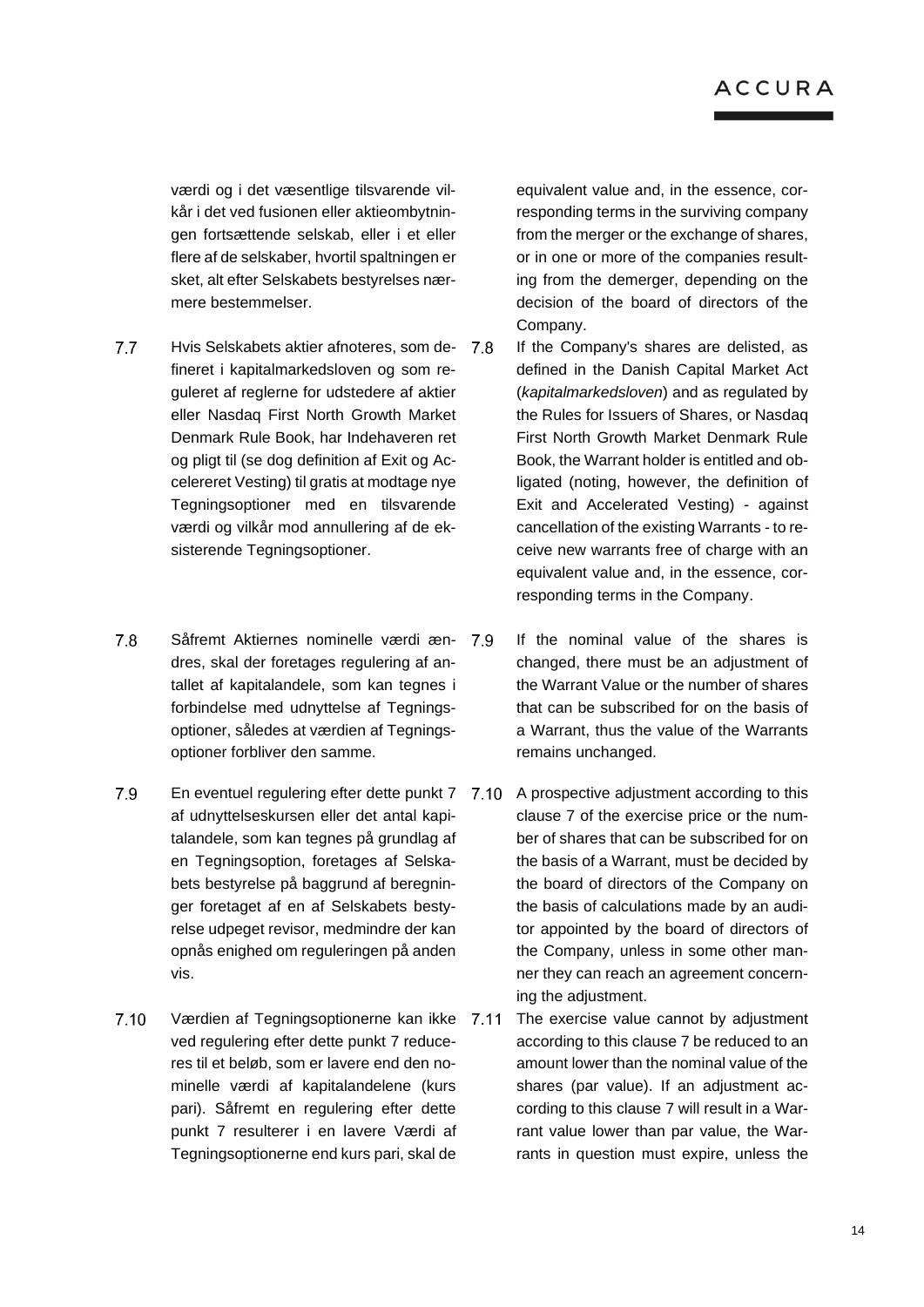værdi og i det væsentlige tilsvarende vilkår i det ved fusionen eller aktieombytningen fortsættende selskab, eller i et eller flere af de selskaber, hvortil spaltningen er sket, alt efter Selskabets bestyrelses nærmere bestemmelser.

7.7 Hvis Selskabets aktier afnoteres, som defineret i kapitalmarkedsloven og som reguleret af reglerne for udstedere af aktier eller Nasdaq First North Growth Market Denmark Rule Book, har Indehaveren ret og pligt til (se dog definition af Exit og Accelereret Vesting) til gratis at modtage nye Tegningsoptioner med en tilsvarende værdi og vilkår mod annullering af de eksisterende Tegningsoptioner.

7.8 Såfremt Aktiernes nominelle værdi ændres, skal der foretages regulering af antallet af kapitalandele, som kan tegnes i forbindelse med udnyttelse af Tegningsoptioner, således at værdien af Tegningsoptioner forbliver den samme.

7.9 En eventuel regulering efter dette punkt 7 af udnyttelseskursen eller det antal kapitalandele, som kan tegnes på grundlag af en Tegningsoption, foretages af Selskabets bestyrelse på baggrund af beregninger foretaget af en af Selskabets bestyrelse udpeget revisor, medmindre der kan opnås enighed om reguleringen på anden vis.

7.10 Værdien af Tegningsoptionerne kan ikke ved regulering efter dette punkt 7 reduceres til et beløb, som er lavere end den nominelle værdi af kapitalandelene (kurs pari). Såfremt en regulering efter dette punkt 7 resulterer i en lavere Værdi af Tegningsoptionerne end kurs pari, skal de

equivalent value and, in the essence, corresponding terms in the surviving company from the merger or the exchange of shares, or in one or more of the companies resulting from the demerger, depending on the decision of the board of directors of the Company.

7.8 If the Company's shares are delisted, as defined in the Danish Capital Market Act (*kapitalmarkedsloven*) and as regulated by the Rules for Issuers of Shares, or Nasdaq First North Growth Market Denmark Rule Book, the Warrant holder is entitled and obligated (noting, however, the definition of Exit and Accelerated Vesting) - against cancellation of the existing Warrants - to receive new warrants free of charge with an equivalent value and, in the essence, corresponding terms in the Company.

7.9 If the nominal value of the shares is changed, there must be an adjustment of the Warrant Value or the number of shares that can be subscribed for on the basis of a Warrant, thus the value of the Warrants remains unchanged.

7.10 A prospective adjustment according to this clause 7 of the exercise price or the number of shares that can be subscribed for on the basis of a Warrant, must be decided by the board of directors of the Company on the basis of calculations made by an auditor appointed by the board of directors of the Company, unless in some other manner they can reach an agreement concerning the adjustment.

7.11 The exercise value cannot by adjustment according to this clause 7 be reduced to an amount lower than the nominal value of the shares (par value). If an adjustment according to this clause 7 will result in a Warrant value lower than par value, the Warrants in question must expire, unless the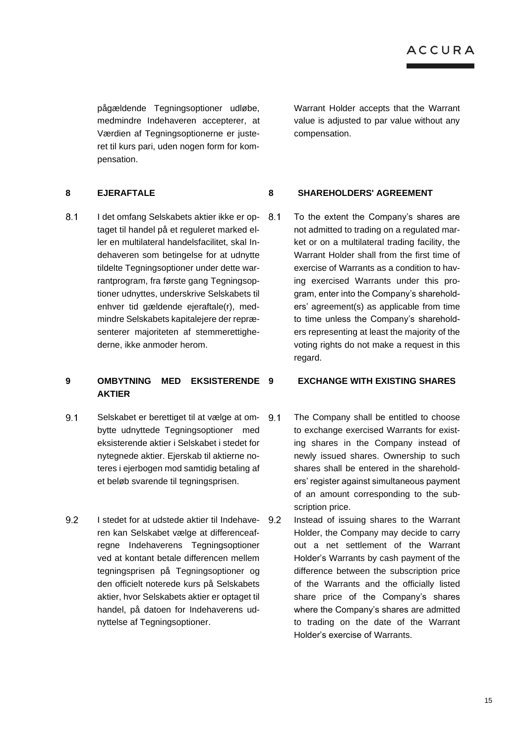pågældende Tegningsoptioner udløbe, medmindre Indehaveren accepterer, at Værdien af Tegningsoptionerne er justeret til kurs pari, uden nogen form for kompensation.

Warrant Holder accepts that the Warrant value is adjusted to par value without any compensation.

## 8 EJERAFTALE

8.1 I det omfang Selskabets aktier ikke er optaget til handel på et reguleret marked eller en multilateral handelsfacilitet, skal Indehaveren som betingelse for at udnytte tildelte Tegningsoptioner under dette warrantprogram, fra første gang Tegningsoptioner udnyttes, underskrive Selskabets til enhver tid gældende ejeraftale(r), medmindre Selskabets kapitalejere der repræsenterer majoriteten af stemmerettighederne, ikke anmoder herom.

## 8 SHAREHOLDERS' AGREEMENT

8.1 To the extent the Company's shares are not admitted to trading on a regulated market or on a multilateral trading facility, the Warrant Holder shall from the first time of exercise of Warrants as a condition to having exercised Warrants under this program, enter into the Company's shareholders' agreement(s) as applicable from time to time unless the Company's shareholders representing at least the majority of the voting rights do not make a request in this regard.

## 9 OMBYTNING MED EKSISTERENDE AKTIER

9.1 Selskabet er berettiget til at vælge at ombytte udnyttede Tegningsoptioner med eksisterende aktier i Selskabet i stedet for nytegnede aktier. Ejerskab til aktierne noteres i ejerbogen mod samtidig betaling af et beløb svarende til tegningsprisen.

9.2 I stedet for at udstede aktier til Indehaveren kan Selskabet vælge at differenceafregne Indehaverens Tegningsoptioner ved at kontant betale differencen mellem tegningsprisen på Tegningsoptioner og den officielt noterede kurs på Selskabets aktier, hvor Selskabets aktier er optaget til handel, på datoen for Indehaverens udnyttelse af Tegningsoptioner.

## 9 EXCHANGE WITH EXISTING SHARES

9.1 The Company shall be entitled to choose to exchange exercised Warrants for existing shares in the Company instead of newly issued shares. Ownership to such shares shall be entered in the shareholders' register against simultaneous payment of an amount corresponding to the subscription price.

9.2 Instead of issuing shares to the Warrant Holder, the Company may decide to carry out a net settlement of the Warrant Holder's Warrants by cash payment of the difference between the subscription price of the Warrants and the officially listed share price of the Company's shares where the Company's shares are admitted to trading on the date of the Warrant Holder's exercise of Warrants.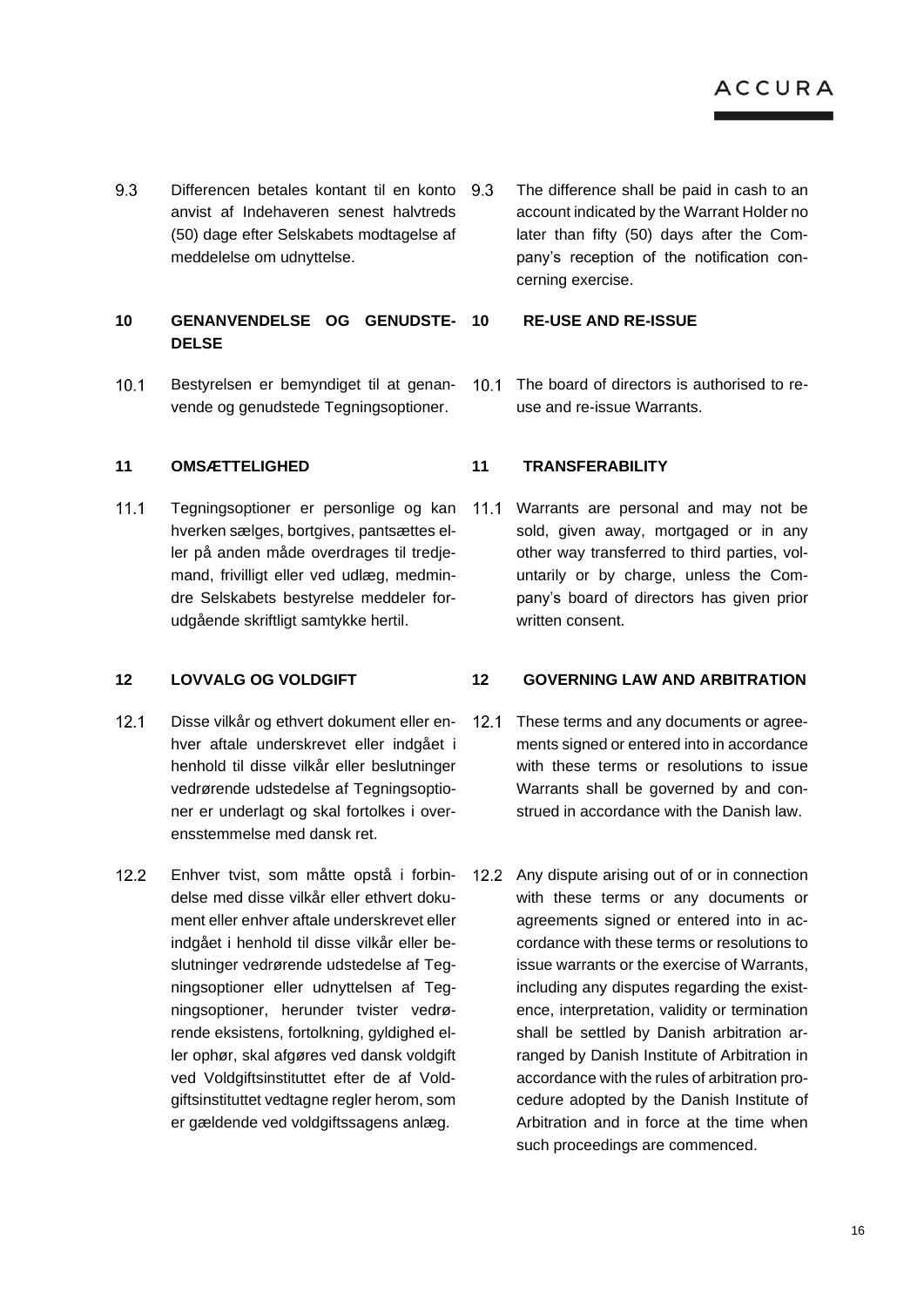9.3 Differencen betales kontant til en konto anvist af Indehaveren senest halvtreds (50) dage efter Selskabets modtagelse af meddelelse om udnyttelse.

9.3 The difference shall be paid in cash to an account indicated by the Warrant Holder no later than fifty (50) days after the Company's reception of the notification concerning exercise.

## 10 GENANVENDELSE OG GENUDSTEDELSE

## 10 RE-USE AND RE-ISSUE

10.1 Bestyrelsen er bemyndiget til at genanvende og genudstede Tegningsoptioner.

10.1 The board of directors is authorised to re-use and re-issue Warrants.

## 11 OMSÆTTELIGHED

## 11 TRANSFERABILITY

11.1 Tegningsoptioner er personlige og kan hverken sælges, bortgives, pantsættes eller på anden måde overdrages til tredjemand, frivilligt eller ved udlæg, medmindre Selskabets bestyrelse meddeler forudgående skriftligt samtykke hertil.

11.1 Warrants are personal and may not be sold, given away, mortgaged or in any other way transferred to third parties, voluntarily or by charge, unless the Company's board of directors has given prior written consent.

## 12 LOVVALG OG VOLDGIFT

## 12 GOVERNING LAW AND ARBITRATION

12.1 Disse vilkår og ethvert dokument eller enhver aftale underskrevet eller indgået i henhold til disse vilkår eller beslutninger vedrørende udstedelse af Tegningsoptioner er underlagt og skal fortolkes i overensstemmelse med dansk ret.

12.1 These terms and any documents or agreements signed or entered into in accordance with these terms or resolutions to issue Warrants shall be governed by and construed in accordance with the Danish law.

12.2 Enhver tvist, som måtte opstå i forbindelse med disse vilkår eller ethvert dokument eller enhver aftale underskrevet eller indgået i henhold til disse vilkår eller beslutninger vedrørende udstedelse af Tegningsoptioner eller udnyttelsen af Tegningsoptioner, herunder tvister vedrørende eksistens, fortolkning, gyldighed eller ophør, skal afgøres ved dansk voldgift ved Voldgiftsinstituttet efter de af Voldgiftsinstituttet vedtagne regler herom, som er gældende ved voldgiftssagens anlæg.

12.2 Any dispute arising out of or in connection with these terms or any documents or agreements signed or entered into in accordance with these terms or resolutions to issue warrants or the exercise of Warrants, including any disputes regarding the existence, interpretation, validity or termination shall be settled by Danish arbitration arranged by Danish Institute of Arbitration in accordance with the rules of arbitration procedure adopted by the Danish Institute of Arbitration and in force at the time when such proceedings are commenced.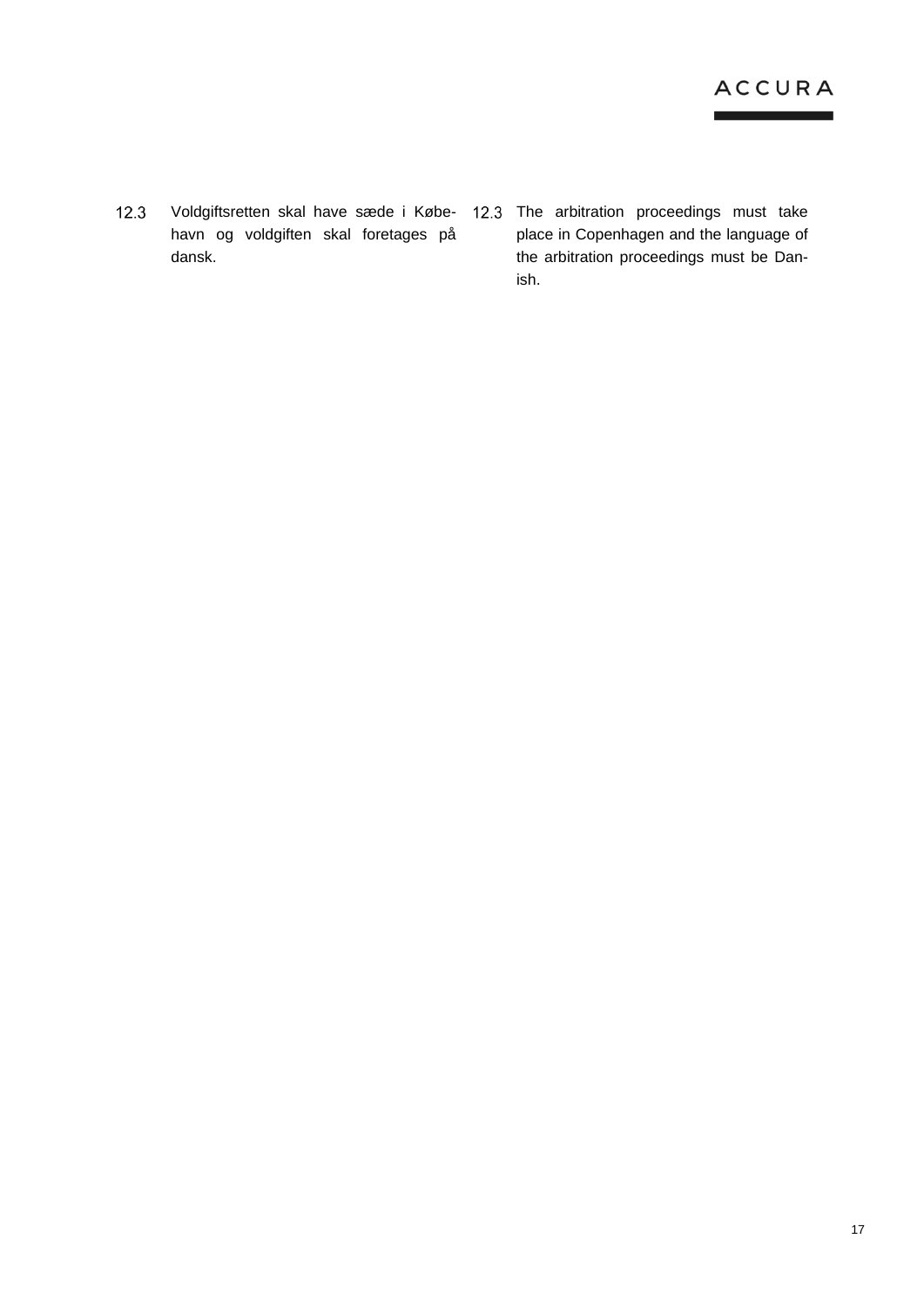12.3 Voldgiftsretten skal have sæde i København og voldgiften skal foretages på dansk.

12.3 The arbitration proceedings must take place in Copenhagen and the language of the arbitration proceedings must be Danish.